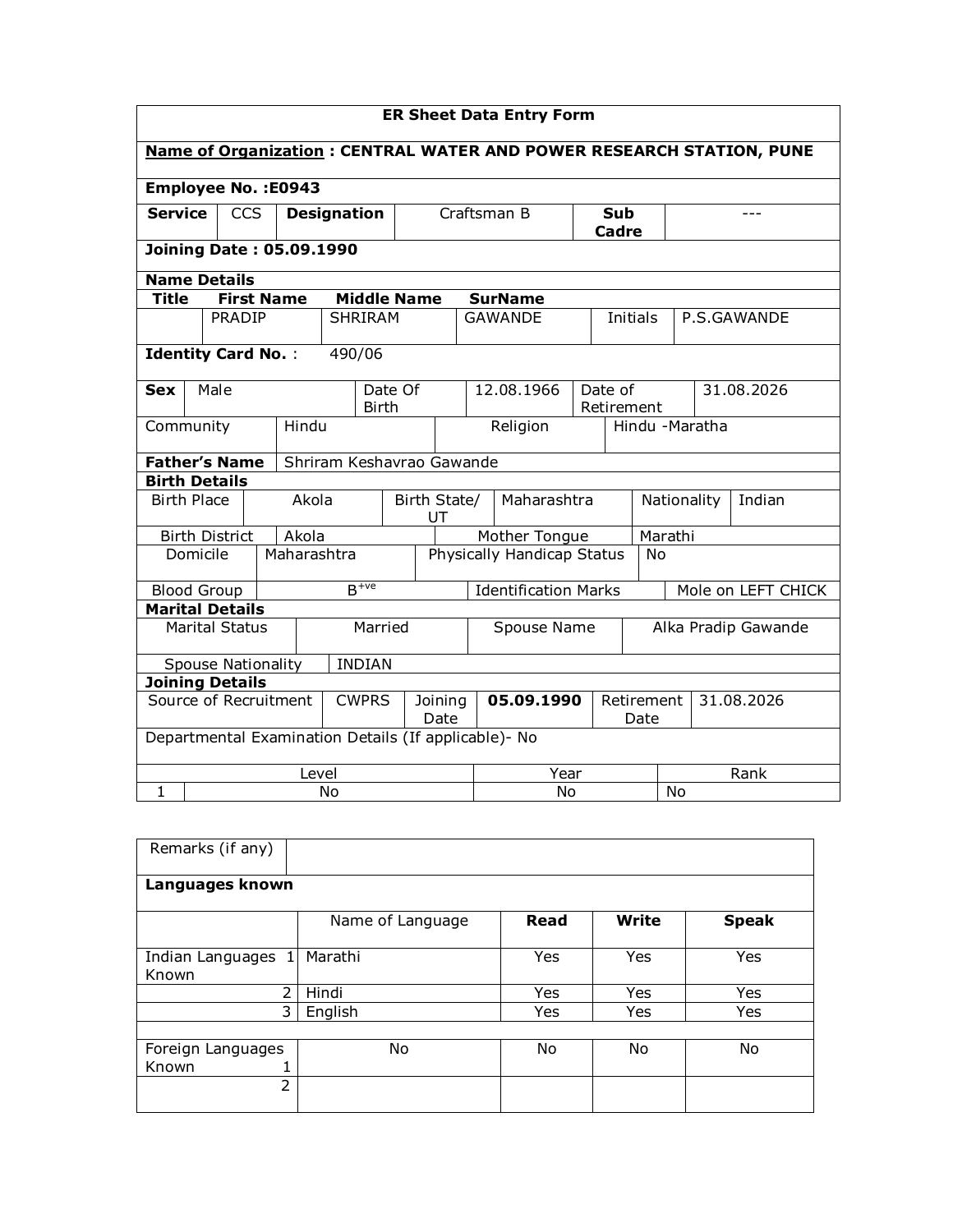**ER Sheet Data Entry Form**

**Name of Organization : CENTRAL WATER AND POWER RESEARCH STATION, PUNE**

**Employee No. :E0943**

| **Service** | CCS | **Designation** | Craftsman B | **Sub Cadre** | --- |
|---|---|---|---|---|---|

**Joining Date : 05.09.1990**

**Name Details**

| **Title** | **First Name** | **Middle Name** | **SurName** | | |
|---|---|---|---|---|---|
| | PRADIP | SHRIRAM | GAWANDE | Initials | P.S.GAWANDE |

**Identity Card No.** : 490/06

| **Sex** | Male | Date Of Birth | 12.08.1966 | Date of Retirement | 31.08.2026 |
|---|---|---|---|---|---|

| Community | Hindu | Religion | Hindu -Maratha |
|---|---|---|---|

| **Father's Name** | Shriram Keshavrao Gawande |
|---|---|

**Birth Details**

| Birth Place | Akola | Birth State/ UT | Maharashtra | Nationality | Indian |
|---|---|---|---|---|---|
| Birth District | Akola | Mother Tongue | Marathi | | |
| Domicile | Maharashtra | Physically Handicap Status | No | | |
| Blood Group | $B^{+ve}$ | Identification Marks | Mole on LEFT CHICK | | |

**Marital Details**

| Marital Status | Married | Spouse Name | Alka Pradip Gawande |
|---|---|---|---|
| Spouse Nationality | INDIAN | | |

**Joining Details**

| Source of Recruitment | CWPRS | Joining Date | **05.09.1990** | Retirement Date | 31.08.2026 |
|---|---|---|---|---|---|

Departmental Examination Details (If applicable)- No

| | Level | Year | Rank |
|---|---|---|---|
| 1 | No | No | No |

| Remarks (if any) | | | | |
|---|---|---|---|---|
| **Languages known** | | | | |
| | Name of Language | **Read** | **Write** | **Speak** |
| Indian Languages Known 1 | Marathi | Yes | Yes | Yes |
| 2 | Hindi | Yes | Yes | Yes |
| 3 | English | Yes | Yes | Yes |
| | | | | |
| Foreign Languages Known 1 | No | No | No | No |
| 2 | | | | |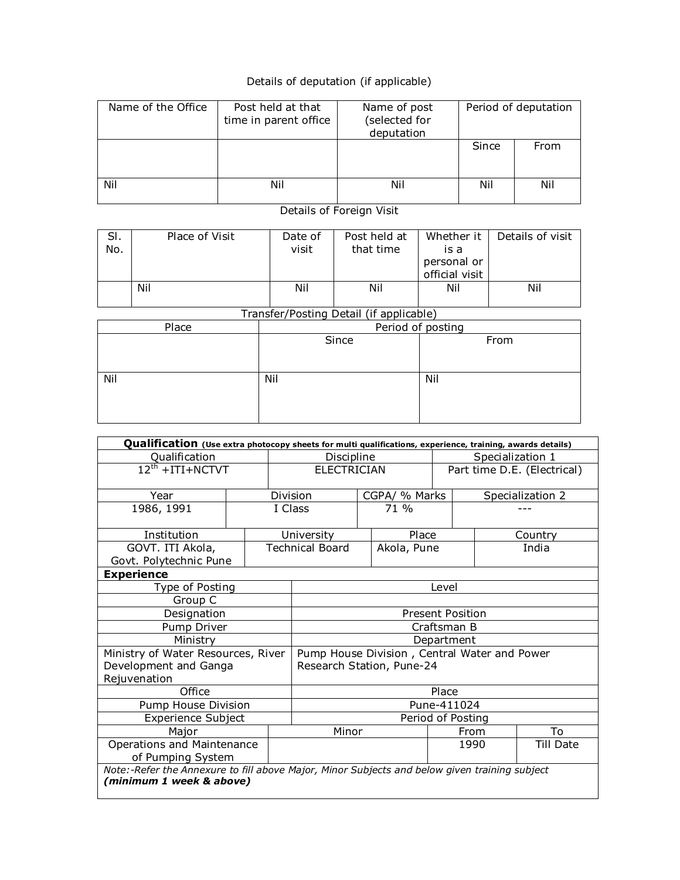Details of deputation (if applicable)

| Name of the Office | Post held at that time in parent office | Name of post (selected for deputation | Period of deputation | |
|---|---|---|---|---|
| | | | Since | From |
| Nil | Nil | Nil | Nil | Nil |

Details of Foreign Visit

| Sl. No. | Place of Visit | Date of visit | Post held at that time | Whether it is a personal or official visit | Details of visit |
|---|---|---|---|---|---|
| | Nil | Nil | Nil | Nil | Nil |

Transfer/Posting Detail (if applicable)

| Place | Period of posting | |
|---|---|---|
| | Since | From |
| Nil | Nil | Nil |

**Qualification** **(Use extra photocopy sheets for multi qualifications, experience, training, awards details)**

| Qualification | Discipline | Specialization 1 |
|---|---|---|
| $12^{th}$ +ITI+NCTVT | ELECTRICIAN | Part time D.E. (Electrical) |

| Year | Division | CGPA/ % Marks | Specialization 2 |
|---|---|---|---|
| 1986, 1991 | I Class | 71 % | --- |

| Institution | University | Place | Country |
|---|---|---|---|
| GOVT. ITI Akola, Govt. Polytechnic Pune | Technical Board | Akola, Pune | India |

**Experience**

| Type of Posting | Level |
|---|---|
| Group C | |
| Designation | Present Position |
| Pump Driver | Craftsman B |
| Ministry | Department |
| Ministry of Water Resources, River Development and Ganga Rejuvenation | Pump House Division , Central Water and Power Research Station, Pune-24 |
| Office | Place |
| Pump House Division | Pune-411024 |
| Experience Subject | Period of Posting |

| Major | Minor | From | To |
|---|---|---|---|
| Operations and Maintenance of Pumping System | | 1990 | Till Date |

*Note:-Refer the Annexure to fill above Major, Minor Subjects and below given training subject* ***(minimum 1 week & above)***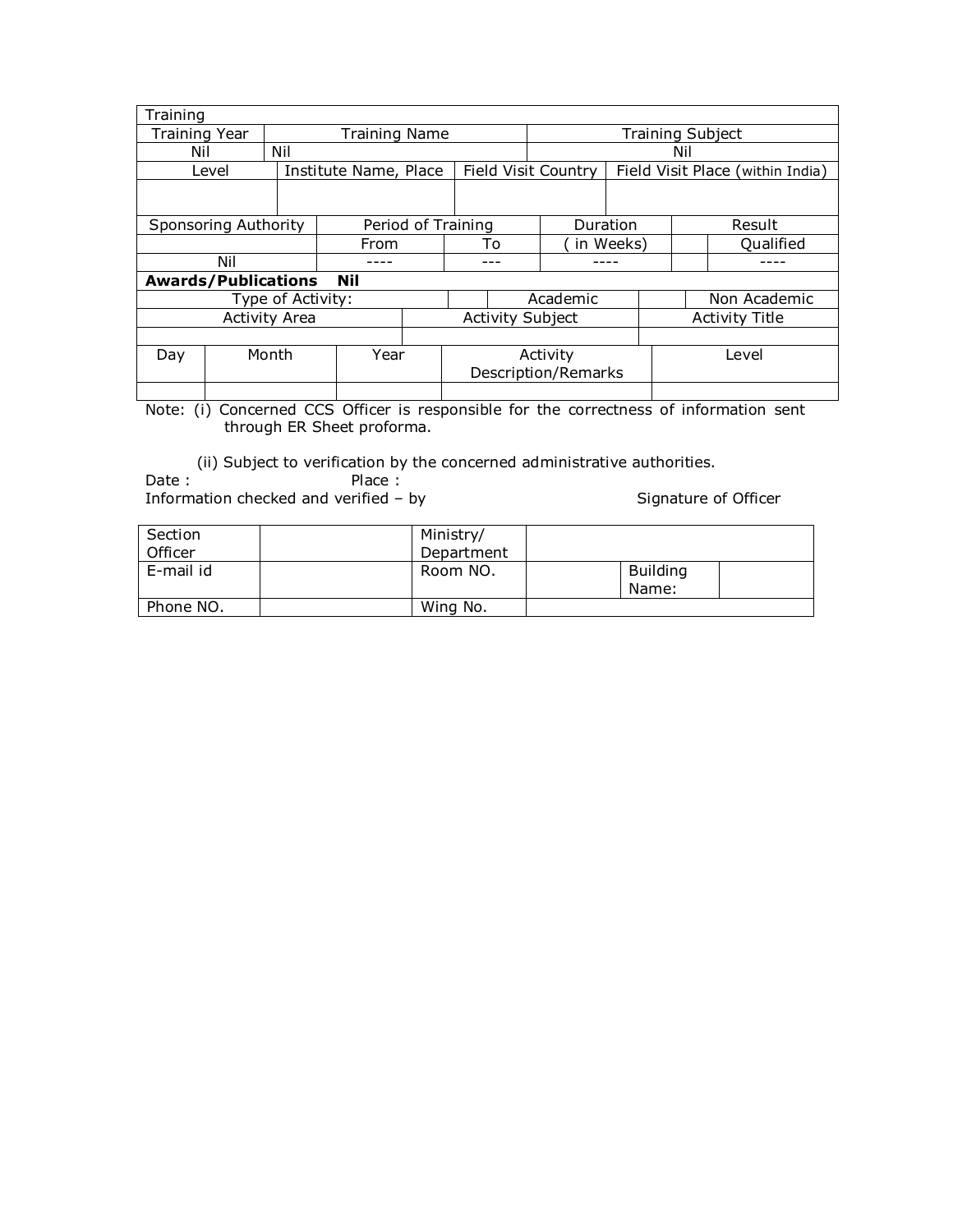| Training | | | |
|---|---|---|---|
| Training Year | Training Name | | Training Subject |
| Nil | Nil | | Nil |
| Level | Institute Name, Place | Field Visit Country | Field Visit Place (within India) |
| | | | |

| Sponsoring Authority | Period of Training | | Duration | Result | |
|---|---|---|---|---|---|
| | From | To | ( in Weeks) | | Qualified |
| Nil | ---- | --- | ---- | | ---- |

**Awards/Publications Nil**

| Type of Activity: | | Academic | | Non Academic |
|---|---|---|---|---|
| Activity Area | | Activity Subject | | Activity Title |
| | | | | |

| Day | Month | Year | Activity Description/Remarks | Level |
|---|---|---|---|---|
| | | | | |

Note: (i) Concerned CCS Officer is responsible for the correctness of information sent through ER Sheet proforma.

(ii) Subject to verification by the concerned administrative authorities.

Date : Place :

Information checked and verified – by Signature of Officer

| Section Officer | | Ministry/ Department | | | |
|---|---|---|---|---|---|
| E-mail id | | Room NO. | | Building Name: | |
| Phone NO. | | Wing No. | | | |